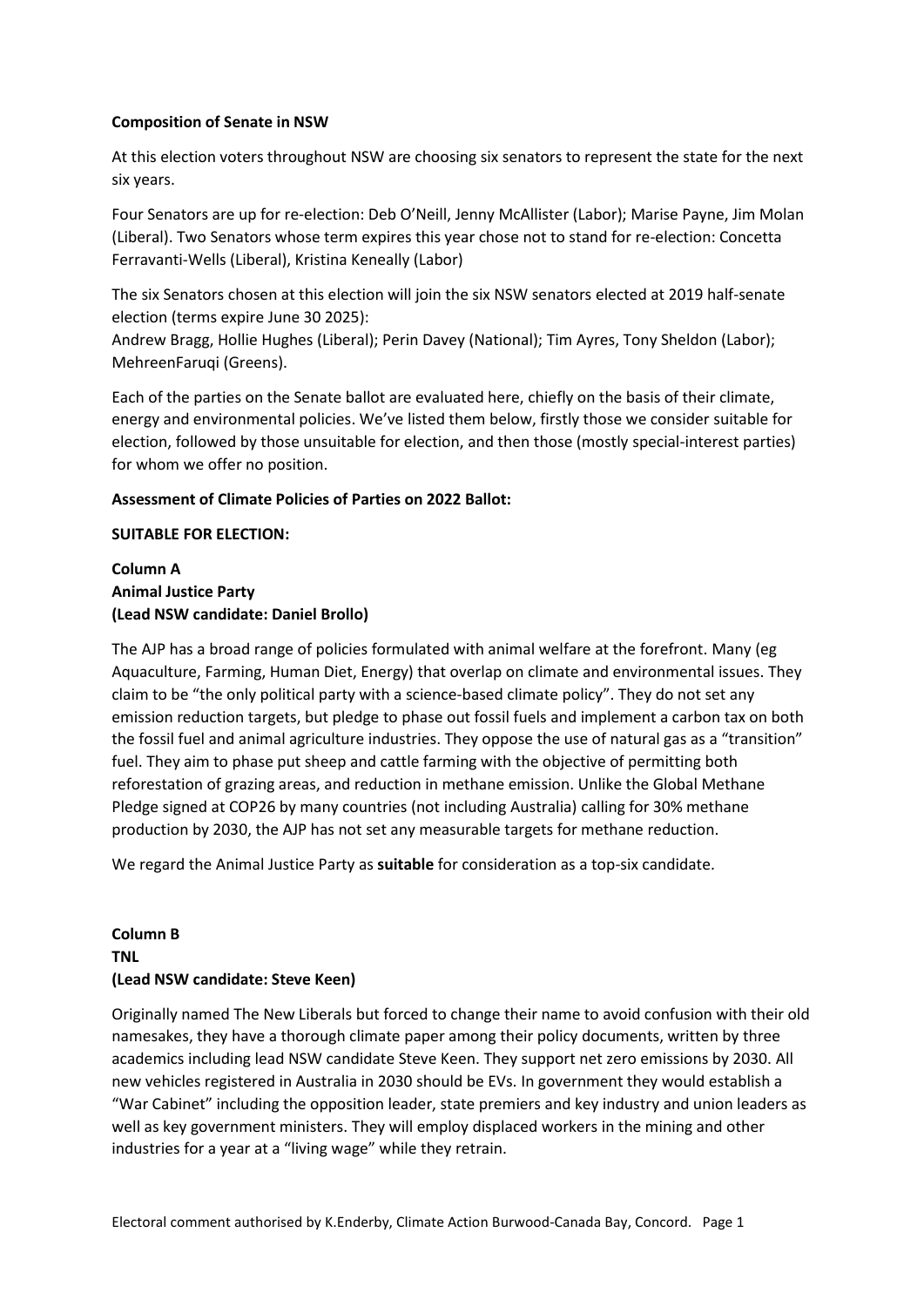**Composition of Senate in NSW**

At this election voters throughout NSW are choosing six senators to represent the state for the next six years.

Four Senators are up for re-election: Deb O'Neill, Jenny McAllister (Labor); Marise Payne, Jim Molan (Liberal). Two Senators whose term expires this year chose not to stand for re-election: Concetta Ferravanti-Wells (Liberal), Kristina Keneally (Labor)

The six Senators chosen at this election will join the six NSW senators elected at 2019 half-senate election (terms expire June 30 2025):
Andrew Bragg, Hollie Hughes (Liberal); Perin Davey (National); Tim Ayres, Tony Sheldon (Labor); MehreenFaruqi (Greens).

Each of the parties on the Senate ballot are evaluated here, chiefly on the basis of their climate, energy and environmental policies. We've listed them below, firstly those we consider suitable for election, followed by those unsuitable for election, and then those (mostly special-interest parties) for whom we offer no position.

**Assessment of Climate Policies of Parties on 2022 Ballot:**

**SUITABLE FOR ELECTION:**

**Column A**
**Animal Justice Party**
**(Lead NSW candidate: Daniel Brollo)**

The AJP has a broad range of policies formulated with animal welfare at the forefront. Many (eg Aquaculture, Farming, Human Diet, Energy) that overlap on climate and environmental issues. They claim to be "the only political party with a science-based climate policy". They do not set any emission reduction targets, but pledge to phase out fossil fuels and implement a carbon tax on both the fossil fuel and animal agriculture industries. They oppose the use of natural gas as a "transition" fuel. They aim to phase put sheep and cattle farming with the objective of permitting both reforestation of grazing areas, and reduction in methane emission. Unlike the Global Methane Pledge signed at COP26 by many countries (not including Australia) calling for 30% methane production by 2030, the AJP has not set any measurable targets for methane reduction.

We regard the Animal Justice Party as **suitable** for consideration as a top-six candidate.

**Column B**
**TNL**
**(Lead NSW candidate: Steve Keen)**

Originally named The New Liberals but forced to change their name to avoid confusion with their old namesakes, they have a thorough climate paper among their policy documents, written by three academics including lead NSW candidate Steve Keen. They support net zero emissions by 2030. All new vehicles registered in Australia in 2030 should be EVs. In government they would establish a "War Cabinet" including the opposition leader, state premiers and key industry and union leaders as well as key government ministers. They will employ displaced workers in the mining and other industries for a year at a "living wage" while they retrain.

Electoral comment authorised by K.Enderby, Climate Action Burwood-Canada Bay, Concord.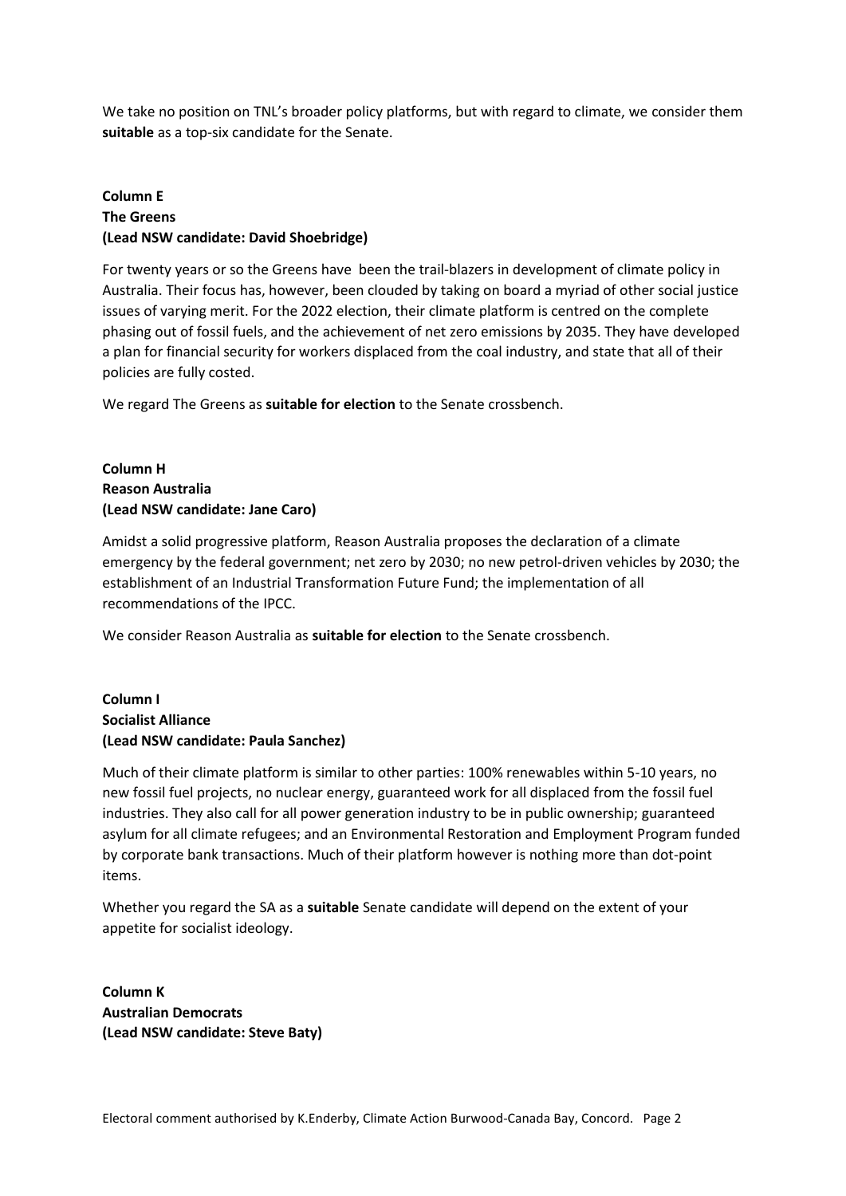We take no position on TNL's broader policy platforms, but with regard to climate, we consider them **suitable** as a top-six candidate for the Senate.

**Column E**
**The Greens**
**(Lead NSW candidate: David Shoebridge)**

For twenty years or so the Greens have been the trail-blazers in development of climate policy in Australia. Their focus has, however, been clouded by taking on board a myriad of other social justice issues of varying merit. For the 2022 election, their climate platform is centred on the complete phasing out of fossil fuels, and the achievement of net zero emissions by 2035. They have developed a plan for financial security for workers displaced from the coal industry, and state that all of their policies are fully costed.

We regard The Greens as **suitable for election** to the Senate crossbench.

**Column H**
**Reason Australia**
**(Lead NSW candidate: Jane Caro)**

Amidst a solid progressive platform, Reason Australia proposes the declaration of a climate emergency by the federal government; net zero by 2030; no new petrol-driven vehicles by 2030; the establishment of an Industrial Transformation Future Fund; the implementation of all recommendations of the IPCC.

We consider Reason Australia as **suitable for election** to the Senate crossbench.

**Column I**
**Socialist Alliance**
**(Lead NSW candidate: Paula Sanchez)**

Much of their climate platform is similar to other parties: 100% renewables within 5-10 years, no new fossil fuel projects, no nuclear energy, guaranteed work for all displaced from the fossil fuel industries. They also call for all power generation industry to be in public ownership; guaranteed asylum for all climate refugees; and an Environmental Restoration and Employment Program funded by corporate bank transactions. Much of their platform however is nothing more than dot-point items.

Whether you regard the SA as a **suitable** Senate candidate will depend on the extent of your appetite for socialist ideology.

**Column K**
**Australian Democrats**
**(Lead NSW candidate: Steve Baty)**

Electoral comment authorised by K.Enderby, Climate Action Burwood-Canada Bay, Concord.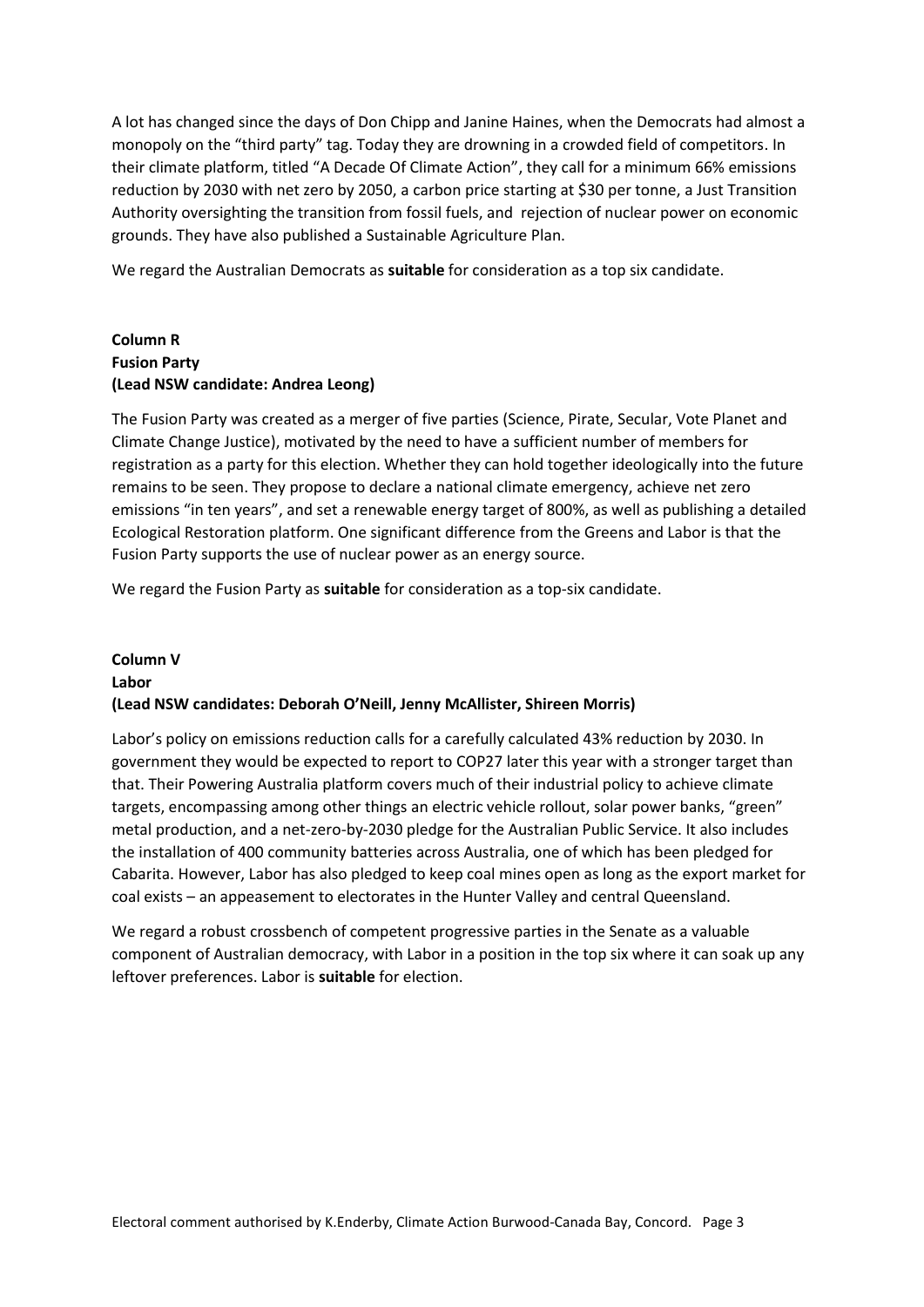A lot has changed since the days of Don Chipp and Janine Haines, when the Democrats had almost a monopoly on the "third party" tag. Today they are drowning in a crowded field of competitors. In their climate platform, titled "A Decade Of Climate Action", they call for a minimum 66% emissions reduction by 2030 with net zero by 2050, a carbon price starting at $30 per tonne, a Just Transition Authority oversighting the transition from fossil fuels, and rejection of nuclear power on economic grounds. They have also published a Sustainable Agriculture Plan.

We regard the Australian Democrats as **suitable** for consideration as a top six candidate.

**Column R**
**Fusion Party**
**(Lead NSW candidate: Andrea Leong)**

The Fusion Party was created as a merger of five parties (Science, Pirate, Secular, Vote Planet and Climate Change Justice), motivated by the need to have a sufficient number of members for registration as a party for this election. Whether they can hold together ideologically into the future remains to be seen. They propose to declare a national climate emergency, achieve net zero emissions "in ten years", and set a renewable energy target of 800%, as well as publishing a detailed Ecological Restoration platform. One significant difference from the Greens and Labor is that the Fusion Party supports the use of nuclear power as an energy source.

We regard the Fusion Party as **suitable** for consideration as a top-six candidate.

**Column V**
**Labor**
**(Lead NSW candidates: Deborah O'Neill, Jenny McAllister, Shireen Morris)**

Labor's policy on emissions reduction calls for a carefully calculated 43% reduction by 2030. In government they would be expected to report to COP27 later this year with a stronger target than that. Their Powering Australia platform covers much of their industrial policy to achieve climate targets, encompassing among other things an electric vehicle rollout, solar power banks, "green" metal production, and a net-zero-by-2030 pledge for the Australian Public Service. It also includes the installation of 400 community batteries across Australia, one of which has been pledged for Cabarita. However, Labor has also pledged to keep coal mines open as long as the export market for coal exists – an appeasement to electorates in the Hunter Valley and central Queensland.

We regard a robust crossbench of competent progressive parties in the Senate as a valuable component of Australian democracy, with Labor in a position in the top six where it can soak up any leftover preferences. Labor is **suitable** for election.

Electoral comment authorised by K.Enderby, Climate Action Burwood-Canada Bay, Concord.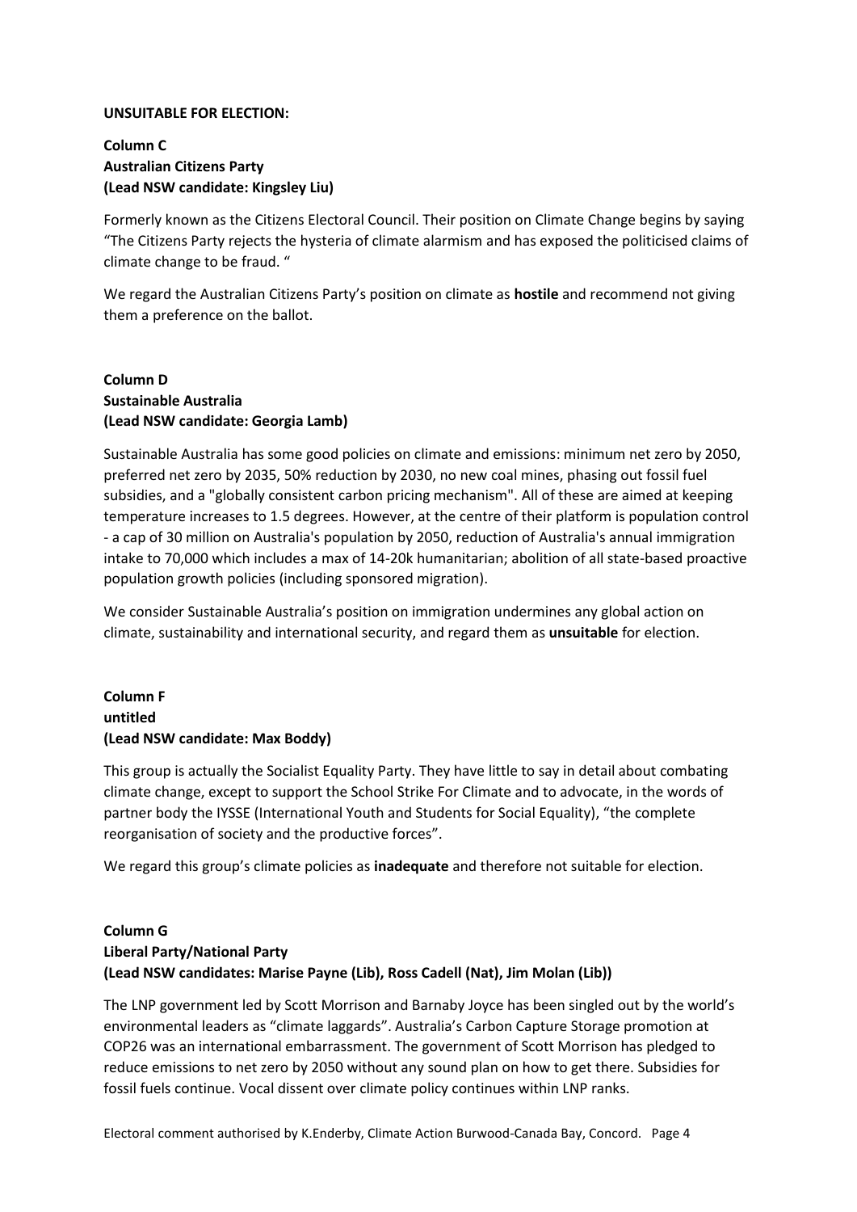**UNSUITABLE FOR ELECTION:**

**Column C**
**Australian Citizens Party**
**(Lead NSW candidate: Kingsley Liu)**

Formerly known as the Citizens Electoral Council. Their position on Climate Change begins by saying "The Citizens Party rejects the hysteria of climate alarmism and has exposed the politicised claims of climate change to be fraud. "

We regard the Australian Citizens Party's position on climate as **hostile** and recommend not giving them a preference on the ballot.

**Column D**
**Sustainable Australia**
**(Lead NSW candidate: Georgia Lamb)**

Sustainable Australia has some good policies on climate and emissions: minimum net zero by 2050, preferred net zero by 2035, 50% reduction by 2030, no new coal mines, phasing out fossil fuel subsidies, and a "globally consistent carbon pricing mechanism". All of these are aimed at keeping temperature increases to 1.5 degrees. However, at the centre of their platform is population control - a cap of 30 million on Australia's population by 2050, reduction of Australia's annual immigration intake to 70,000 which includes a max of 14-20k humanitarian; abolition of all state-based proactive population growth policies (including sponsored migration).

We consider Sustainable Australia's position on immigration undermines any global action on climate, sustainability and international security, and regard them as **unsuitable** for election.

**Column F**
**untitled**
**(Lead NSW candidate: Max Boddy)**

This group is actually the Socialist Equality Party. They have little to say in detail about combating climate change, except to support the School Strike For Climate and to advocate, in the words of partner body the IYSSE (International Youth and Students for Social Equality), "the complete reorganisation of society and the productive forces".

We regard this group's climate policies as **inadequate** and therefore not suitable for election.

**Column G**
**Liberal Party/National Party**
**(Lead NSW candidates: Marise Payne (Lib), Ross Cadell (Nat), Jim Molan (Lib))**

The LNP government led by Scott Morrison and Barnaby Joyce has been singled out by the world's environmental leaders as "climate laggards". Australia's Carbon Capture Storage promotion at COP26 was an international embarrassment. The government of Scott Morrison has pledged to reduce emissions to net zero by 2050 without any sound plan on how to get there. Subsidies for fossil fuels continue. Vocal dissent over climate policy continues within LNP ranks.

Electoral comment authorised by K.Enderby, Climate Action Burwood-Canada Bay, Concord.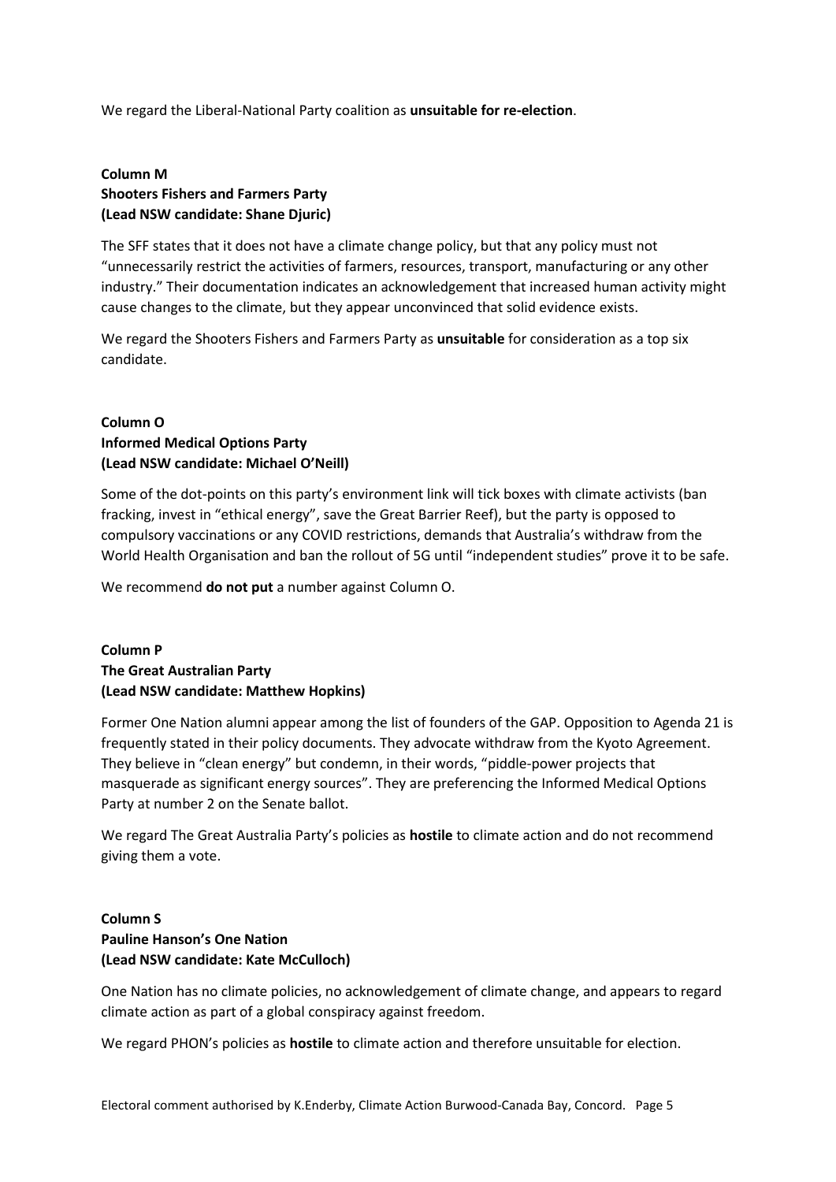We regard the Liberal-National Party coalition as **unsuitable for re-election**.

**Column M**
**Shooters Fishers and Farmers Party**
**(Lead NSW candidate: Shane Djuric)**

The SFF states that it does not have a climate change policy, but that any policy must not "unnecessarily restrict the activities of farmers, resources, transport, manufacturing or any other industry." Their documentation indicates an acknowledgement that increased human activity might cause changes to the climate, but they appear unconvinced that solid evidence exists.

We regard the Shooters Fishers and Farmers Party as **unsuitable** for consideration as a top six candidate.

**Column O**
**Informed Medical Options Party**
**(Lead NSW candidate: Michael O'Neill)**

Some of the dot-points on this party's environment link will tick boxes with climate activists (ban fracking, invest in "ethical energy", save the Great Barrier Reef), but the party is opposed to compulsory vaccinations or any COVID restrictions, demands that Australia's withdraw from the World Health Organisation and ban the rollout of 5G until "independent studies" prove it to be safe.

We recommend **do not put** a number against Column O.

**Column P**
**The Great Australian Party**
**(Lead NSW candidate: Matthew Hopkins)**

Former One Nation alumni appear among the list of founders of the GAP. Opposition to Agenda 21 is frequently stated in their policy documents. They advocate withdraw from the Kyoto Agreement. They believe in "clean energy" but condemn, in their words, "piddle-power projects that masquerade as significant energy sources". They are preferencing the Informed Medical Options Party at number 2 on the Senate ballot.

We regard The Great Australia Party's policies as **hostile** to climate action and do not recommend giving them a vote.

**Column S**
**Pauline Hanson's One Nation**
**(Lead NSW candidate: Kate McCulloch)**

One Nation has no climate policies, no acknowledgement of climate change, and appears to regard climate action as part of a global conspiracy against freedom.

We regard PHON's policies as **hostile** to climate action and therefore unsuitable for election.

Electoral comment authorised by K.Enderby, Climate Action Burwood-Canada Bay, Concord.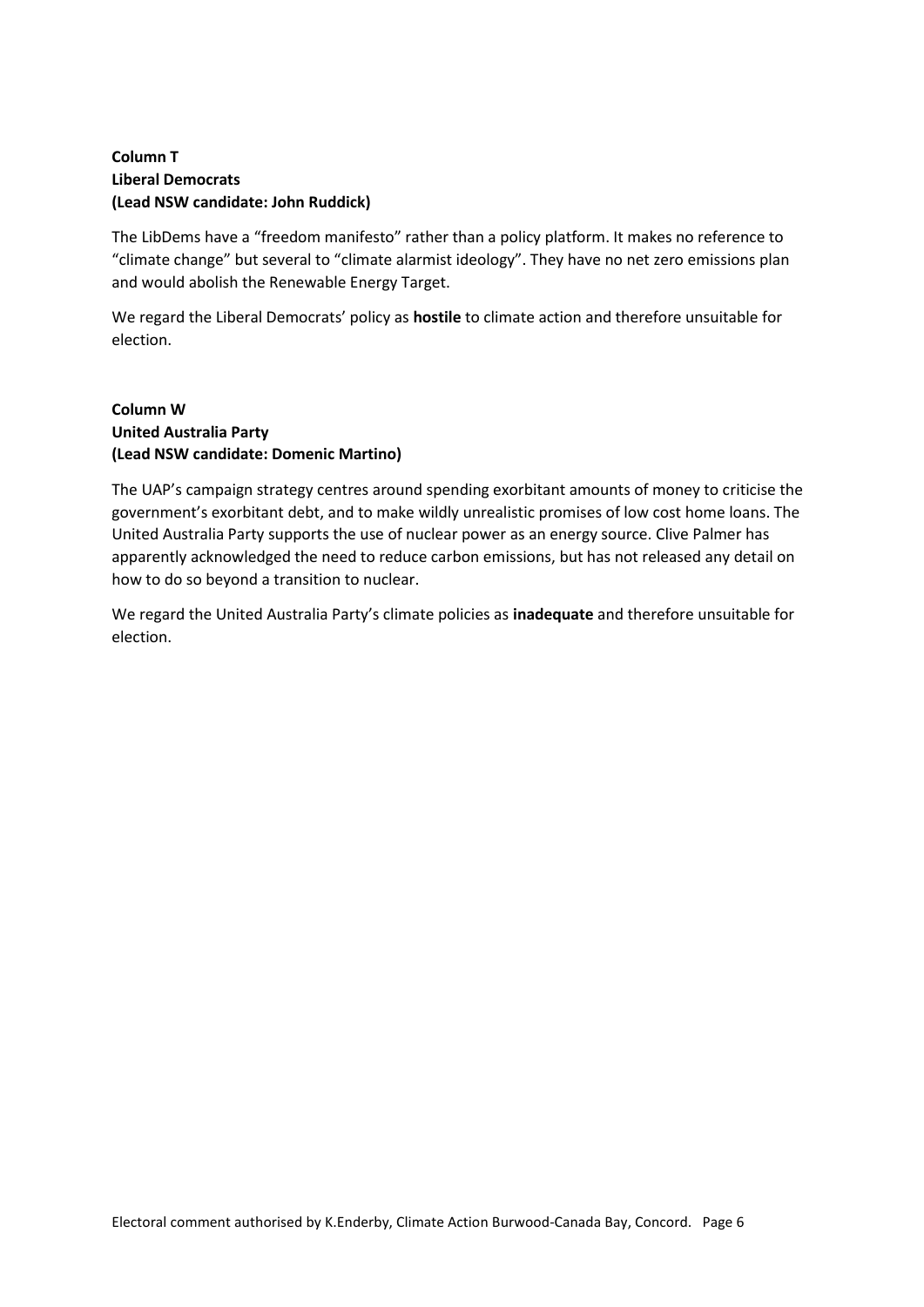**Column T**
**Liberal Democrats**
**(Lead NSW candidate: John Ruddick)**

The LibDems have a "freedom manifesto" rather than a policy platform. It makes no reference to "climate change" but several to "climate alarmist ideology". They have no net zero emissions plan and would abolish the Renewable Energy Target.

We regard the Liberal Democrats' policy as **hostile** to climate action and therefore unsuitable for election.

**Column W**
**United Australia Party**
**(Lead NSW candidate: Domenic Martino)**

The UAP's campaign strategy centres around spending exorbitant amounts of money to criticise the government's exorbitant debt, and to make wildly unrealistic promises of low cost home loans. The United Australia Party supports the use of nuclear power as an energy source. Clive Palmer has apparently acknowledged the need to reduce carbon emissions, but has not released any detail on how to do so beyond a transition to nuclear.

We regard the United Australia Party's climate policies as **inadequate** and therefore unsuitable for election.

Electoral comment authorised by K.Enderby, Climate Action Burwood-Canada Bay, Concord.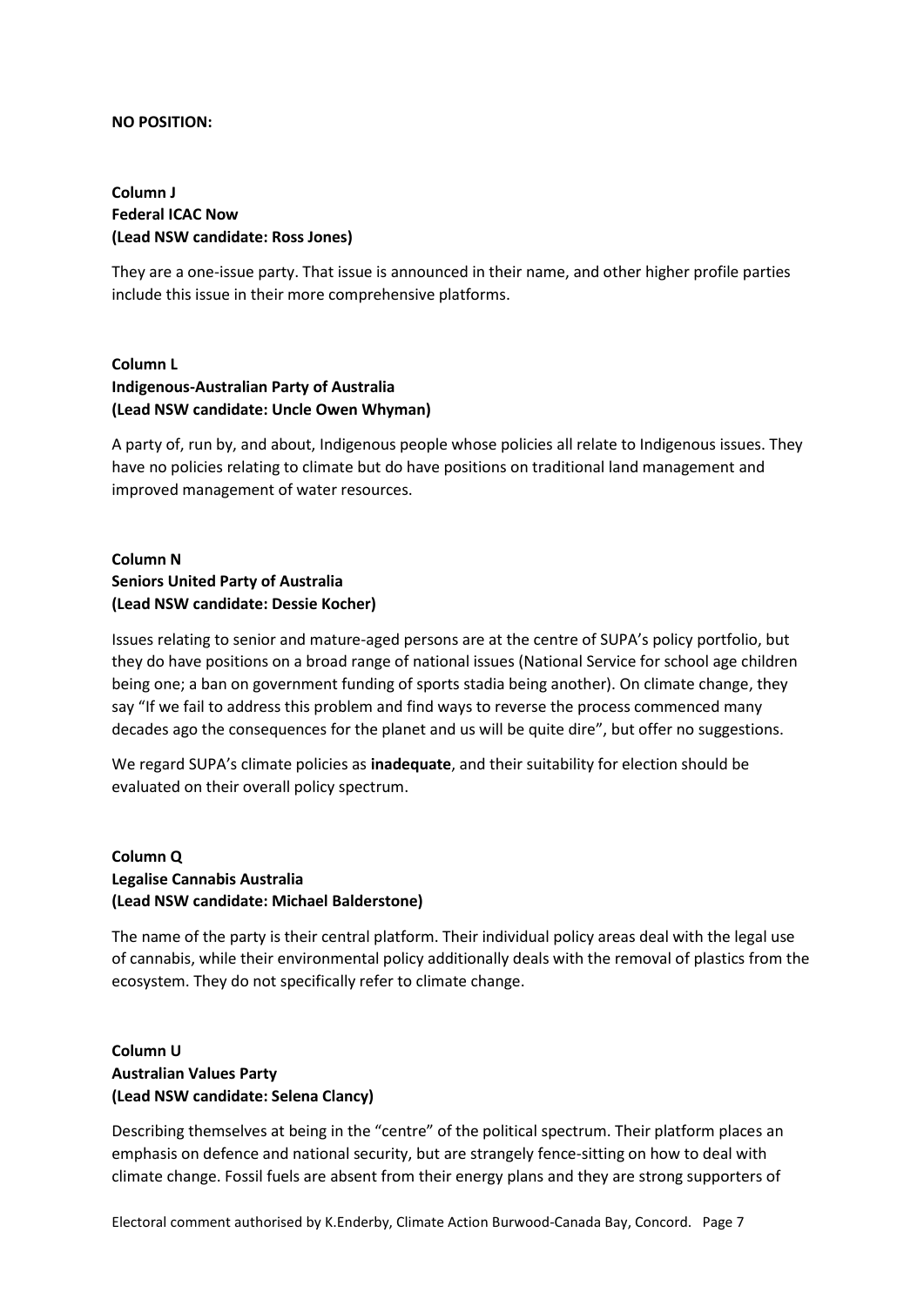**NO POSITION:**

**Column J**
**Federal ICAC Now**
**(Lead NSW candidate: Ross Jones)**

They are a one-issue party. That issue is announced in their name, and other higher profile parties include this issue in their more comprehensive platforms.

**Column L**
**Indigenous-Australian Party of Australia**
**(Lead NSW candidate: Uncle Owen Whyman)**

A party of, run by, and about, Indigenous people whose policies all relate to Indigenous issues. They have no policies relating to climate but do have positions on traditional land management and improved management of water resources.

**Column N**
**Seniors United Party of Australia**
**(Lead NSW candidate: Dessie Kocher)**

Issues relating to senior and mature-aged persons are at the centre of SUPA's policy portfolio, but they do have positions on a broad range of national issues (National Service for school age children being one; a ban on government funding of sports stadia being another). On climate change, they say "If we fail to address this problem and find ways to reverse the process commenced many decades ago the consequences for the planet and us will be quite dire", but offer no suggestions.

We regard SUPA's climate policies as **inadequate**, and their suitability for election should be evaluated on their overall policy spectrum.

**Column Q**
**Legalise Cannabis Australia**
**(Lead NSW candidate: Michael Balderstone)**

The name of the party is their central platform. Their individual policy areas deal with the legal use of cannabis, while their environmental policy additionally deals with the removal of plastics from the ecosystem. They do not specifically refer to climate change.

**Column U**
**Australian Values Party**
**(Lead NSW candidate: Selena Clancy)**

Describing themselves at being in the "centre" of the political spectrum. Their platform places an emphasis on defence and national security, but are strangely fence-sitting on how to deal with climate change. Fossil fuels are absent from their energy plans and they are strong supporters of

Electoral comment authorised by K.Enderby, Climate Action Burwood-Canada Bay, Concord.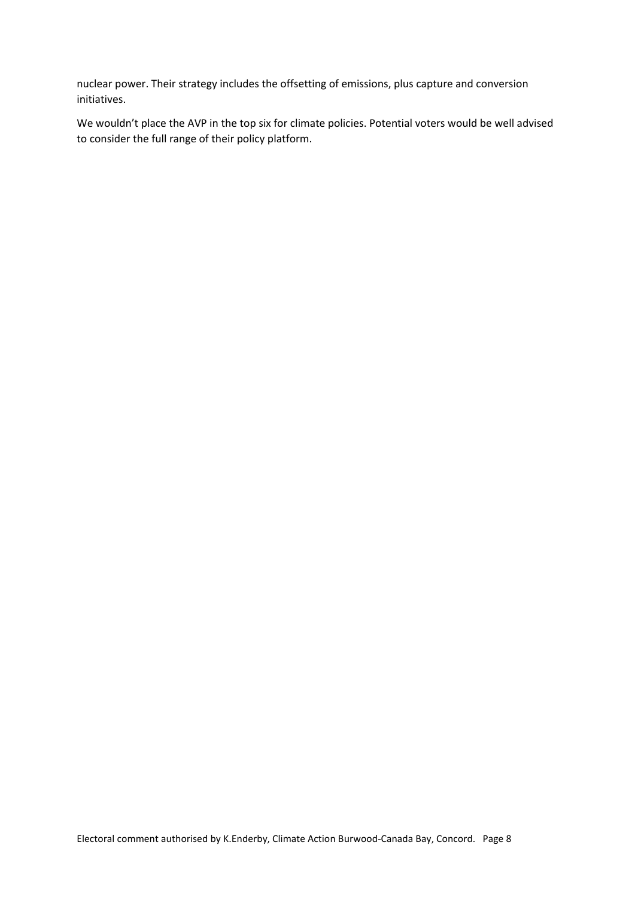nuclear power. Their strategy includes the offsetting of emissions, plus capture and conversion initiatives.

We wouldn't place the AVP in the top six for climate policies. Potential voters would be well advised to consider the full range of their policy platform.

Electoral comment authorised by K.Enderby, Climate Action Burwood-Canada Bay, Concord.